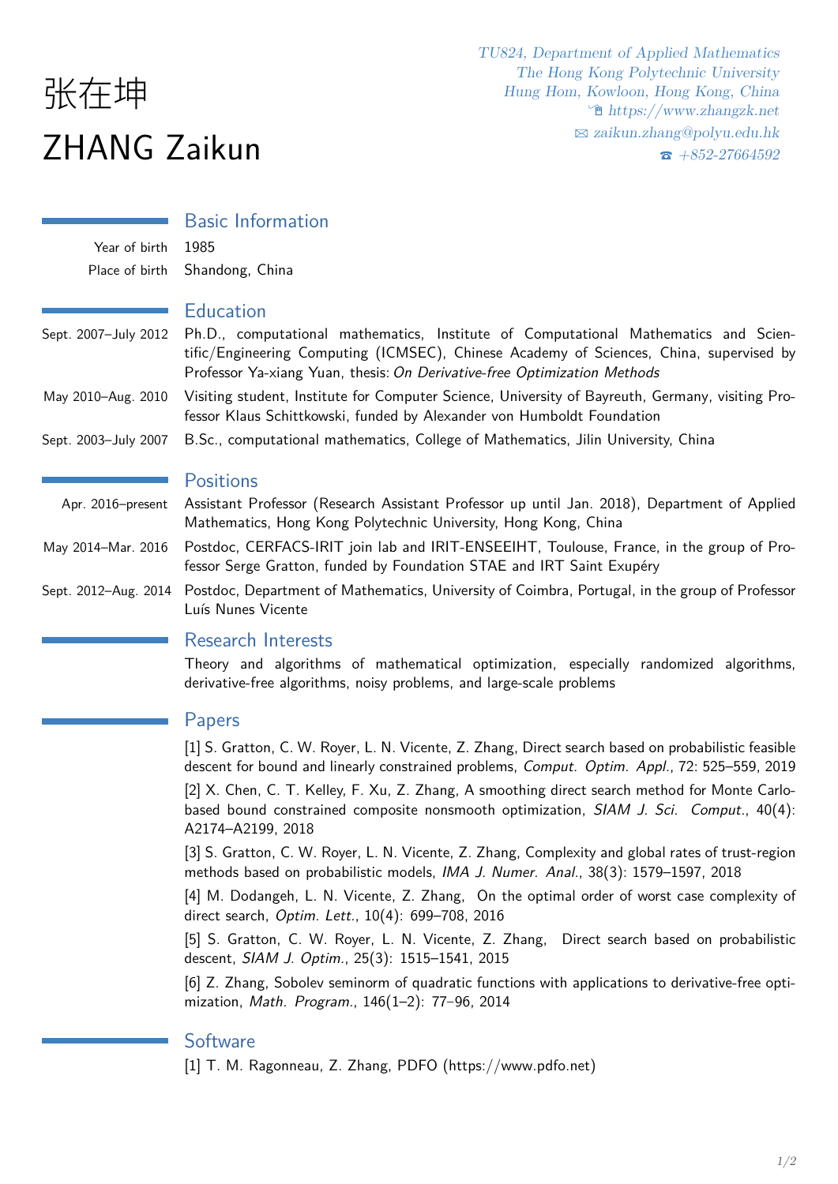# 张在坤
# ZHANG Zaikun

*TU824, Department of Applied Mathematics*
*The Hong Kong Polytechnic University*
*Hung Hom, Kowloon, Hong Kong, China*
*https://www.zhangzk.net*
*zaikun.zhang@polyu.edu.hk*
*+852-27664592*

## Basic Information

**Year of birth** 1985

**Place of birth** Shandong, China

## Education

**Sept. 2007–July 2012** Ph.D., computational mathematics, Institute of Computational Mathematics and Scientific/Engineering Computing (ICMSEC), Chinese Academy of Sciences, China, supervised by Professor Ya-xiang Yuan, thesis: *On Derivative-free Optimization Methods*

**May 2010–Aug. 2010** Visiting student, Institute for Computer Science, University of Bayreuth, Germany, visiting Professor Klaus Schittkowski, funded by Alexander von Humboldt Foundation

**Sept. 2003–July 2007** B.Sc., computational mathematics, College of Mathematics, Jilin University, China

## Positions

**Apr. 2016–present** Assistant Professor (Research Assistant Professor up until Jan. 2018), Department of Applied Mathematics, Hong Kong Polytechnic University, Hong Kong, China

**May 2014–Mar. 2016** Postdoc, CERFACS-IRIT join lab and IRIT-ENSEEIHT, Toulouse, France, in the group of Professor Serge Gratton, funded by Foundation STAE and IRT Saint Exupéry

**Sept. 2012–Aug. 2014** Postdoc, Department of Mathematics, University of Coimbra, Portugal, in the group of Professor Luís Nunes Vicente

## Research Interests

Theory and algorithms of mathematical optimization, especially randomized algorithms, derivative-free algorithms, noisy problems, and large-scale problems

## Papers

[1] S. Gratton, C. W. Royer, L. N. Vicente, Z. Zhang, Direct search based on probabilistic feasible descent for bound and linearly constrained problems, *Comput. Optim. Appl.*, 72: 525–559, 2019

[2] X. Chen, C. T. Kelley, F. Xu, Z. Zhang, A smoothing direct search method for Monte Carlo-based bound constrained composite nonsmooth optimization, *SIAM J. Sci. Comput.*, 40(4): A2174–A2199, 2018

[3] S. Gratton, C. W. Royer, L. N. Vicente, Z. Zhang, Complexity and global rates of trust-region methods based on probabilistic models, *IMA J. Numer. Anal.*, 38(3): 1579–1597, 2018

[4] M. Dodangeh, L. N. Vicente, Z. Zhang, On the optimal order of worst case complexity of direct search, *Optim. Lett.*, 10(4): 699–708, 2016

[5] S. Gratton, C. W. Royer, L. N. Vicente, Z. Zhang, Direct search based on probabilistic descent, *SIAM J. Optim.*, 25(3): 1515–1541, 2015

[6] Z. Zhang, Sobolev seminorm of quadratic functions with applications to derivative-free optimization, *Math. Program.*, 146(1–2): 77–96, 2014

## Software

[1] T. M. Ragonneau, Z. Zhang, PDFO (https://www.pdfo.net)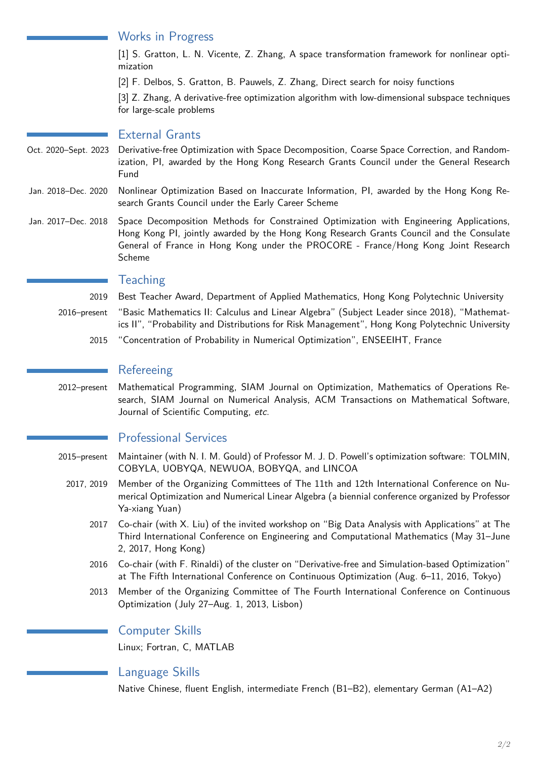## Works in Progress

[1] S. Gratton, L. N. Vicente, Z. Zhang, A space transformation framework for nonlinear optimization

[2] F. Delbos, S. Gratton, B. Pauwels, Z. Zhang, Direct search for noisy functions

[3] Z. Zhang, A derivative-free optimization algorithm with low-dimensional subspace techniques for large-scale problems

## External Grants

Oct. 2020–Sept. 2023 Derivative-free Optimization with Space Decomposition, Coarse Space Correction, and Randomization, PI, awarded by the Hong Kong Research Grants Council under the General Research Fund

Jan. 2018–Dec. 2020 Nonlinear Optimization Based on Inaccurate Information, PI, awarded by the Hong Kong Research Grants Council under the Early Career Scheme

Jan. 2017–Dec. 2018 Space Decomposition Methods for Constrained Optimization with Engineering Applications, Hong Kong PI, jointly awarded by the Hong Kong Research Grants Council and the Consulate General of France in Hong Kong under the PROCORE - France/Hong Kong Joint Research Scheme

## Teaching

2019 Best Teacher Award, Department of Applied Mathematics, Hong Kong Polytechnic University

2016–present "Basic Mathematics II: Calculus and Linear Algebra" (Subject Leader since 2018), "Mathematics II", "Probability and Distributions for Risk Management", Hong Kong Polytechnic University

2015 "Concentration of Probability in Numerical Optimization", ENSEEIHT, France

## Refereeing

2012–present Mathematical Programming, SIAM Journal on Optimization, Mathematics of Operations Research, SIAM Journal on Numerical Analysis, ACM Transactions on Mathematical Software, Journal of Scientific Computing, *etc.*

## Professional Services

2015–present Maintainer (with N. I. M. Gould) of Professor M. J. D. Powell's optimization software: TOLMIN, COBYLA, UOBYQA, NEWUOA, BOBYQA, and LINCOA

2017, 2019 Member of the Organizing Committees of The 11th and 12th International Conference on Numerical Optimization and Numerical Linear Algebra (a biennial conference organized by Professor Ya-xiang Yuan)

2017 Co-chair (with X. Liu) of the invited workshop on "Big Data Analysis with Applications" at The Third International Conference on Engineering and Computational Mathematics (May 31–June 2, 2017, Hong Kong)

2016 Co-chair (with F. Rinaldi) of the cluster on "Derivative-free and Simulation-based Optimization" at The Fifth International Conference on Continuous Optimization (Aug. 6–11, 2016, Tokyo)

2013 Member of the Organizing Committee of The Fourth International Conference on Continuous Optimization (July 27–Aug. 1, 2013, Lisbon)

## Computer Skills

Linux; Fortran, C, MATLAB

## Language Skills

Native Chinese, fluent English, intermediate French (B1–B2), elementary German (A1–A2)